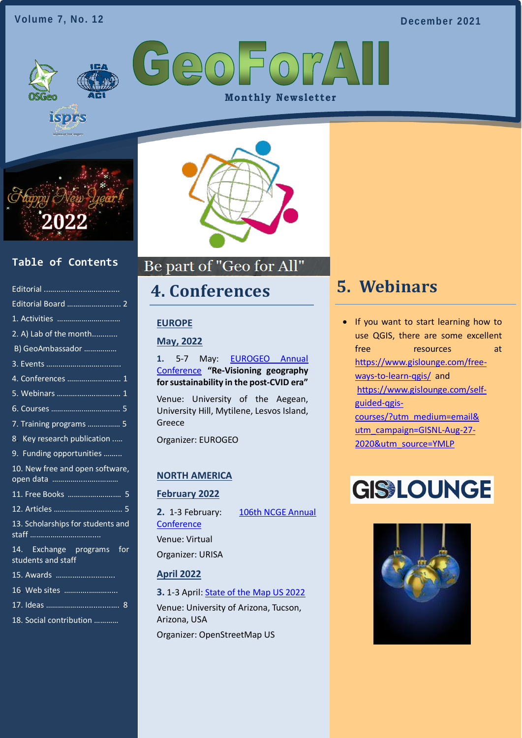Volume 7, No. 12

December 2021

# GeoForAll

Monthly Newsletter

Happy New Year! 2022

## Table of Contents

Editorial ..................................

Editorial Board ......................... 2

1. Activities ..............................

2. A) Lab of the month............

B) GeoAmbassador ................

3. Events ...................................

4. Conferences .......................... 1

5. Webinars .............................. 1

6. Courses ................................. 5

7. Training programs ................ 5

8 Key research publication .....

9. Funding opportunities .........

10. New free and open software, open data ...............................

11. Free Books ......................... 5

12. Articles ................................ 5

13. Scholarships for students and staff .................................

14. Exchange programs for students and staff

15. Awards ............................

16 Web sites .........................

17. Ideas .................................. 8

18. Social contribution ...........

Be part of "Geo for All"

## 4. Conferences

### EUROPE

### May, 2022

**1.** 5-7 May: [EUROGEO Annual Conference]() **"Re-Visioning geography for sustainability in the post-CVID era"**

Venue: University of the Aegean, University Hill, Mytilene, Lesvos Island, Greece

Organizer: EUROGEO

### NORTH AMERICA

### February 2022

**2.** 1-3 February: [106th NCGE Annual Conference]()

Venue: Virtual

Organizer: URISA

### April 2022

**3.** 1-3 April: [State of the Map US 2022]()

Venue: University of Arizona, Tucson, Arizona, USA

Organizer: OpenStreetMap US

## 5. Webinars

- If you want to start learning how to use QGIS, there are some excellent free resources at [https://www.gislounge.com/free-ways-to-learn-qgis/](https://www.gislounge.com/free-ways-to-learn-qgis/) and [https://www.gislounge.com/self-guided-qgis-courses/?utm_medium=email&utm_campaign=GISNL-Aug-27-2020&utm_source=YMLP](https://www.gislounge.com/self-guided-qgis-courses/?utm_medium=email&utm_campaign=GISNL-Aug-27-2020&utm_source=YMLP)

GIS LOUNGE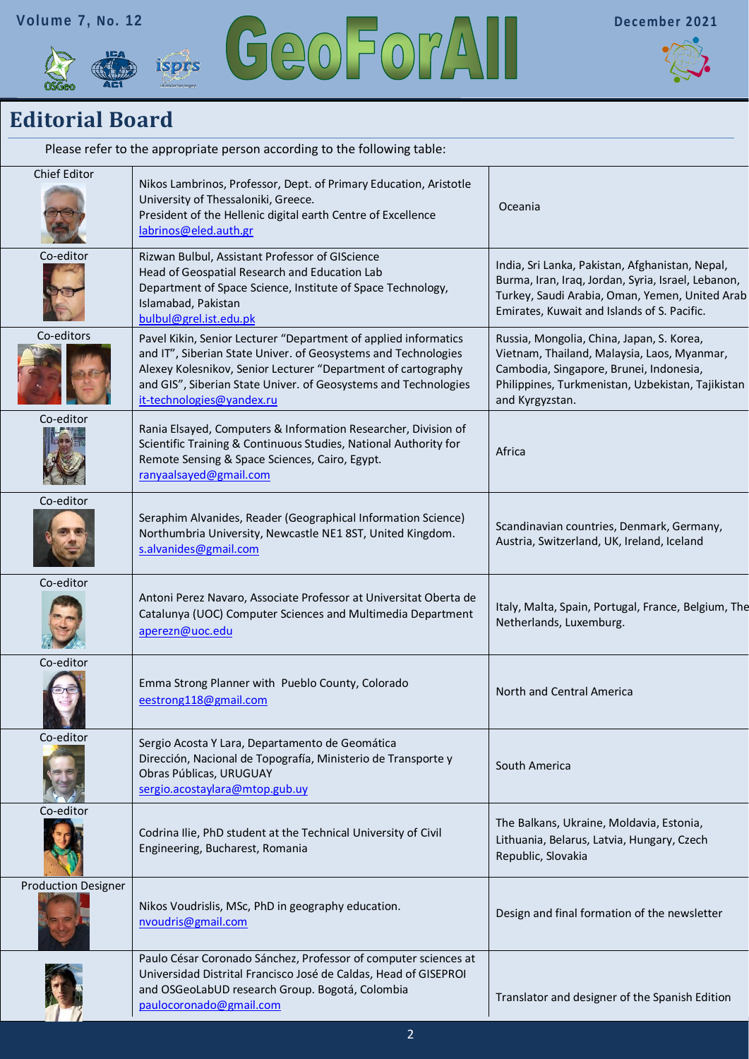## Editorial Board

Please refer to the appropriate person according to the following table:

| | | |
|---|---|---|
| Chief Editor | Nikos Lambrinos, Professor, Dept. of Primary Education, Aristotle University of Thessaloniki, Greece.<br>President of the Hellenic digital earth Centre of Excellence<br>labrinos@eled.auth.gr | Oceania |
| Co-editor | Rizwan Bulbul, Assistant Professor of GIScience<br>Head of Geospatial Research and Education Lab<br>Department of Space Science, Institute of Space Technology, Islamabad, Pakistan<br>bulbul@grel.ist.edu.pk | India, Sri Lanka, Pakistan, Afghanistan, Nepal, Burma, Iran, Iraq, Jordan, Syria, Israel, Lebanon, Turkey, Saudi Arabia, Oman, Yemen, United Arab Emirates, Kuwait and Islands of S. Pacific. |
| Co-editors | Pavel Kikin, Senior Lecturer "Department of applied informatics and IT", Siberian State Univer. of Geosystems and Technologies<br>Alexey Kolesnikov, Senior Lecturer "Department of cartography and GIS", Siberian State Univer. of Geosystems and Technologies<br>it-technologies@yandex.ru | Russia, Mongolia, China, Japan, S. Korea, Vietnam, Thailand, Malaysia, Laos, Myanmar, Cambodia, Singapore, Brunei, Indonesia, Philippines, Turkmenistan, Uzbekistan, Tajikistan and Kyrgyzstan. |
| Co-editor | Rania Elsayed, Computers & Information Researcher, Division of Scientific Training & Continuous Studies, National Authority for Remote Sensing & Space Sciences, Cairo, Egypt.<br>ranyaalsayed@gmail.com | Africa |
| Co-editor | Seraphim Alvanides, Reader (Geographical Information Science) Northumbria University, Newcastle NE1 8ST, United Kingdom.<br>s.alvanides@gmail.com | Scandinavian countries, Denmark, Germany, Austria, Switzerland, UK, Ireland, Iceland |
| Co-editor | Antoni Perez Navaro, Associate Professor at Universitat Oberta de Catalunya (UOC) Computer Sciences and Multimedia Department<br>aperezn@uoc.edu | Italy, Malta, Spain, Portugal, France, Belgium, The Netherlands, Luxemburg. |
| Co-editor | Emma Strong Planner with Pueblo County, Colorado<br>eestrong118@gmail.com | North and Central America |
| Co-editor | Sergio Acosta Y Lara, Departamento de Geomática<br>Dirección, Nacional de Topografía, Ministerio de Transporte y Obras Públicas, URUGUAY<br>sergio.acostaylara@mtop.gub.uy | South America |
| Co-editor | Codrina Ilie, PhD student at the Technical University of Civil Engineering, Bucharest, Romania | The Balkans, Ukraine, Moldavia, Estonia, Lithuania, Belarus, Latvia, Hungary, Czech Republic, Slovakia |
| Production Designer | Nikos Voudrislis, MSc, PhD in geography education.<br>nvoudris@gmail.com | Design and final formation of the newsletter |
| | Paulo César Coronado Sánchez, Professor of computer sciences at Universidad Distrital Francisco José de Caldas, Head of GISEPROI and OSGeoLabUD research Group. Bogotá, Colombia<br>paulocoronado@gmail.com | Translator and designer of the Spanish Edition |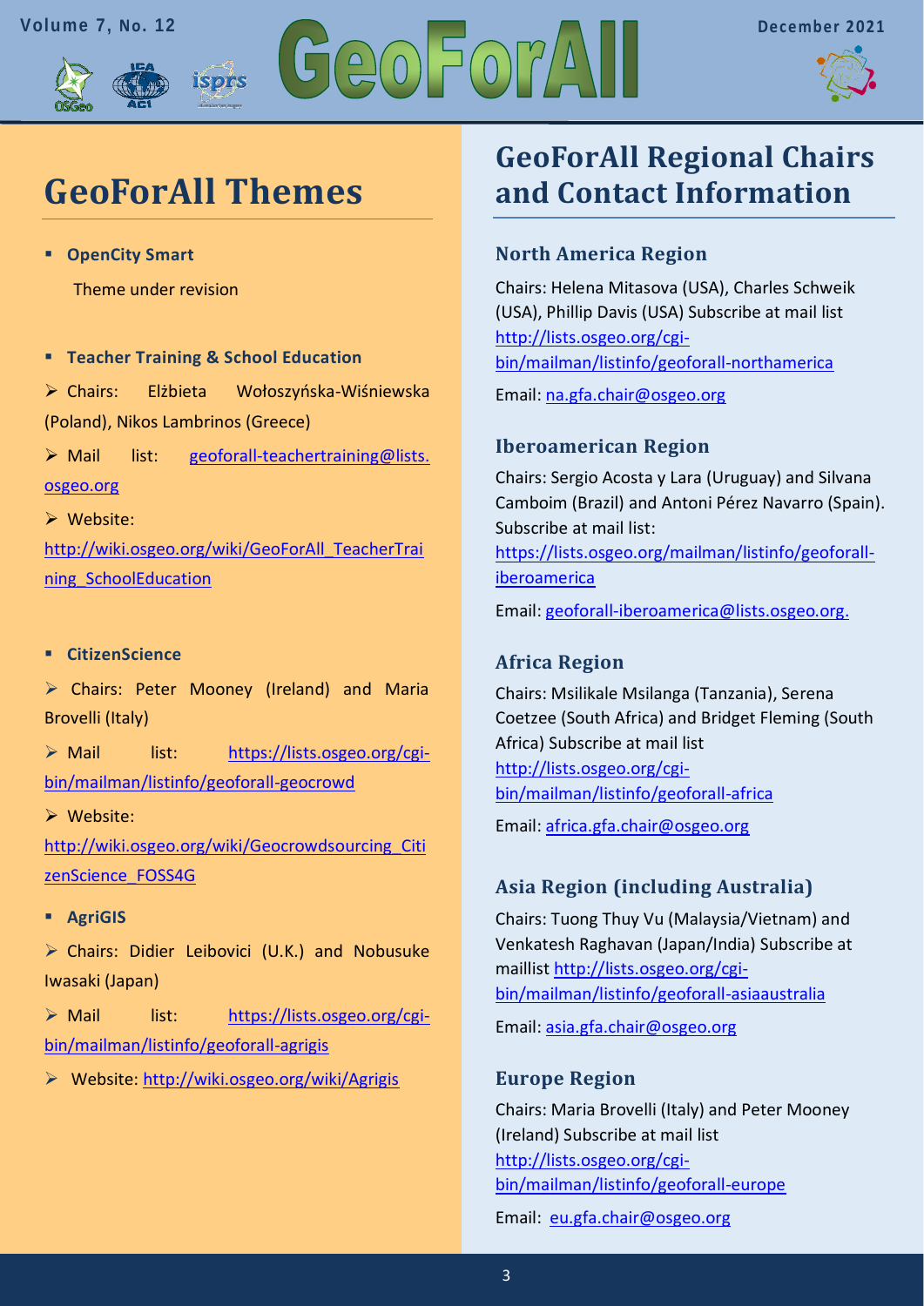# GeoForAll Themes

- **OpenCity Smart**

  Theme under revision

- **Teacher Training & School Education**

  ➢ Chairs: Elżbieta Wołoszyńska-Wiśniewska (Poland), Nikos Lambrinos (Greece)

  ➢ Mail list: geoforall-teachertraining@lists.osgeo.org

  ➢ Website: http://wiki.osgeo.org/wiki/GeoForAll_TeacherTraining_SchoolEducation

- **CitizenScience**

  ➢ Chairs: Peter Mooney (Ireland) and Maria Brovelli (Italy)

  ➢ Mail list: https://lists.osgeo.org/cgi-bin/mailman/listinfo/geoforall-geocrowd

  ➢ Website: http://wiki.osgeo.org/wiki/Geocrowdsourcing_CitizenScience_FOSS4G

- **AgriGIS**

  ➢ Chairs: Didier Leibovici (U.K.) and Nobusuke Iwasaki (Japan)

  ➢ Mail list: https://lists.osgeo.org/cgi-bin/mailman/listinfo/geoforall-agrigis

  ➢ Website: http://wiki.osgeo.org/wiki/Agrigis

# GeoForAll Regional Chairs and Contact Information

## North America Region

Chairs: Helena Mitasova (USA), Charles Schweik (USA), Phillip Davis (USA) Subscribe at mail list http://lists.osgeo.org/cgi-bin/mailman/listinfo/geoforall-northamerica

Email: na.gfa.chair@osgeo.org

## Iberoamerican Region

Chairs: Sergio Acosta y Lara (Uruguay) and Silvana Camboim (Brazil) and Antoni Pérez Navarro (Spain). Subscribe at mail list: https://lists.osgeo.org/mailman/listinfo/geoforall-iberoamerica

Email: geoforall-iberoamerica@lists.osgeo.org.

## Africa Region

Chairs: Msilikale Msilanga (Tanzania), Serena Coetzee (South Africa) and Bridget Fleming (South Africa) Subscribe at mail list http://lists.osgeo.org/cgi-bin/mailman/listinfo/geoforall-africa

Email: africa.gfa.chair@osgeo.org

## Asia Region (including Australia)

Chairs: Tuong Thuy Vu (Malaysia/Vietnam) and Venkatesh Raghavan (Japan/India) Subscribe at maillist http://lists.osgeo.org/cgi-bin/mailman/listinfo/geoforall-asiaaustralia

Email: asia.gfa.chair@osgeo.org

## Europe Region

Chairs: Maria Brovelli (Italy) and Peter Mooney (Ireland) Subscribe at mail list http://lists.osgeo.org/cgi-bin/mailman/listinfo/geoforall-europe

Email: eu.gfa.chair@osgeo.org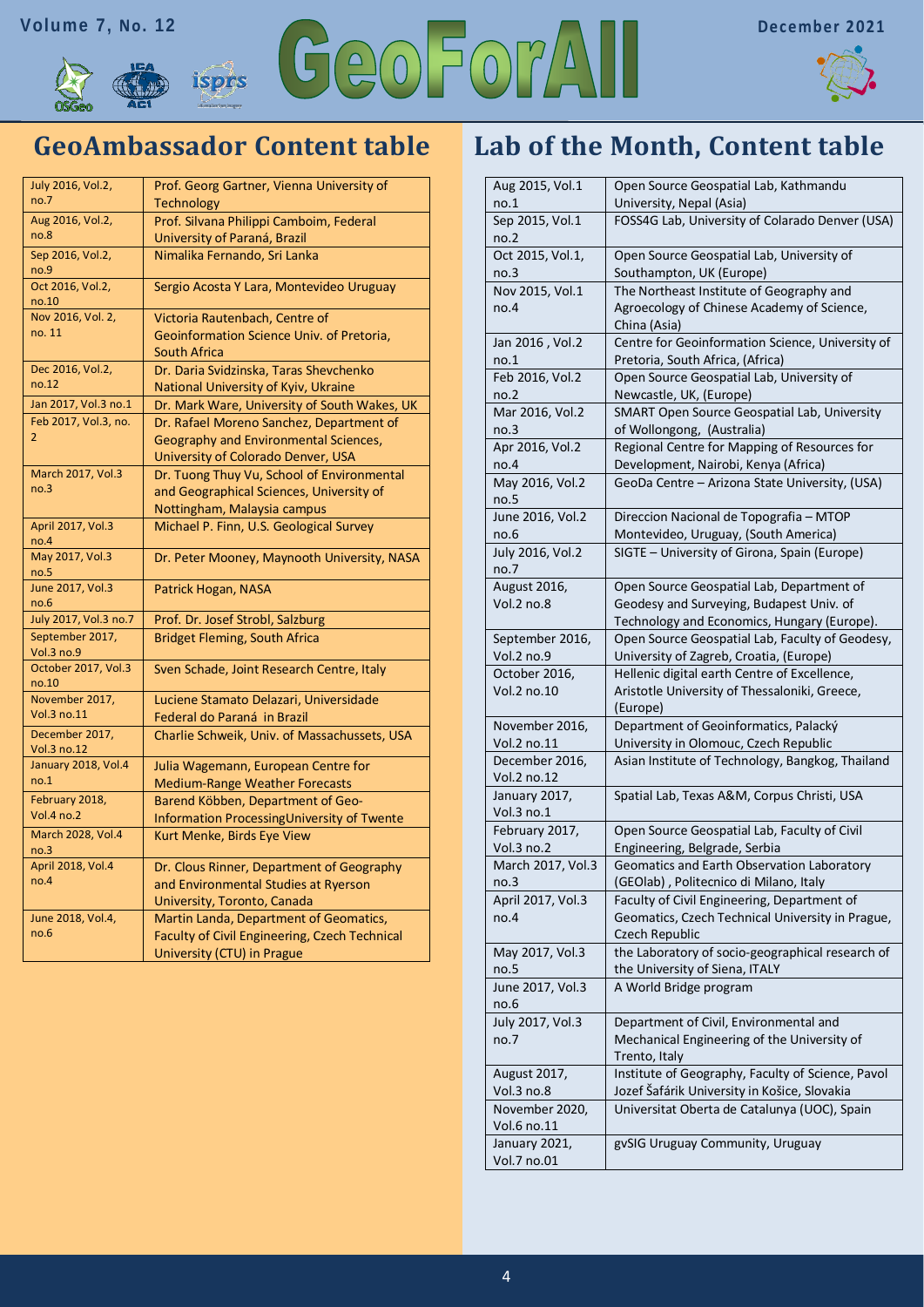## GeoAmbassador Content table

| | |
|---|---|
| July 2016, Vol.2, no.7 | Prof. Georg Gartner, Vienna University of Technology |
| Aug 2016, Vol.2, no.8 | Prof. Silvana Philippi Camboim, Federal University of Paraná, Brazil |
| Sep 2016, Vol.2, no.9 | Nimalika Fernando, Sri Lanka |
| Oct 2016, Vol.2, no.10 | Sergio Acosta Y Lara, Montevideo Uruguay |
| Nov 2016, Vol. 2, no. 11 | Victoria Rautenbach, Centre of Geoinformation Science Univ. of Pretoria, South Africa |
| Dec 2016, Vol.2, no.12 | Dr. Daria Svidzinska, Taras Shevchenko National University of Kyiv, Ukraine |
| Jan 2017, Vol.3 no.1 | Dr. Mark Ware, University of South Wakes, UK |
| Feb 2017, Vol.3, no. 2 | Dr. Rafael Moreno Sanchez, Department of Geography and Environmental Sciences, University of Colorado Denver, USA |
| March 2017, Vol.3 no.3 | Dr. Tuong Thuy Vu, School of Environmental and Geographical Sciences, University of Nottingham, Malaysia campus |
| April 2017, Vol.3 no.4 | Michael P. Finn, U.S. Geological Survey |
| May 2017, Vol.3 no.5 | Dr. Peter Mooney, Maynooth University, NASA |
| June 2017, Vol.3 no.6 | Patrick Hogan, NASA |
| July 2017, Vol.3 no.7 | Prof. Dr. Josef Strobl, Salzburg |
| September 2017, Vol.3 no.9 | Bridget Fleming, South Africa |
| October 2017, Vol.3 no.10 | Sven Schade, Joint Research Centre, Italy |
| November 2017, Vol.3 no.11 | Luciene Stamato Delazari, Universidade Federal do Paraná in Brazil |
| December 2017, Vol.3 no.12 | Charlie Schweik, Univ. of Massachussets, USA |
| January 2018, Vol.4 no.1 | Julia Wagemann, European Centre for Medium-Range Weather Forecasts |
| February 2018, Vol.4 no.2 | Barend Köbben, Department of Geo-Information ProcessingUniversity of Twente |
| March 2028, Vol.4 no.3 | Kurt Menke, Birds Eye View |
| April 2018, Vol.4 no.4 | Dr. Clous Rinner, Department of Geography and Environmental Studies at Ryerson University, Toronto, Canada |
| June 2018, Vol.4, no.6 | Martin Landa, Department of Geomatics, Faculty of Civil Engineering, Czech Technical University (CTU) in Prague |

## Lab of the Month, Content table

| | |
|---|---|
| Aug 2015, Vol.1 no.1 | Open Source Geospatial Lab, Kathmandu University, Nepal (Asia) |
| Sep 2015, Vol.1 no.2 | FOSS4G Lab, University of Colarado Denver (USA) |
| Oct 2015, Vol.1, no.3 | Open Source Geospatial Lab, University of Southampton, UK (Europe) |
| Nov 2015, Vol.1 no.4 | The Northeast Institute of Geography and Agroecology of Chinese Academy of Science, China (Asia) |
| Jan 2016 , Vol.2 no.1 | Centre for Geoinformation Science, University of Pretoria, South Africa, (Africa) |
| Feb 2016, Vol.2 no.2 | Open Source Geospatial Lab, University of Newcastle, UK, (Europe) |
| Mar 2016, Vol.2 no.3 | SMART Open Source Geospatial Lab, University of Wollongong, (Australia) |
| Apr 2016, Vol.2 no.4 | Regional Centre for Mapping of Resources for Development, Nairobi, Kenya (Africa) |
| May 2016, Vol.2 no.5 | GeoDa Centre – Arizona State University, (USA) |
| June 2016, Vol.2 no.6 | Direccion Nacional de Topografia – MTOP Montevideo, Uruguay, (South America) |
| July 2016, Vol.2 no.7 | SIGTE – University of Girona, Spain (Europe) |
| August 2016, Vol.2 no.8 | Open Source Geospatial Lab, Department of Geodesy and Surveying, Budapest Univ. of Technology and Economics, Hungary (Europe). |
| September 2016, Vol.2 no.9 | Open Source Geospatial Lab, Faculty of Geodesy, University of Zagreb, Croatia, (Europe) |
| October 2016, Vol.2 no.10 | Hellenic digital earth Centre of Excellence, Aristotle University of Thessaloniki, Greece, (Europe) |
| November 2016, Vol.2 no.11 | Department of Geoinformatics, Palacký University in Olomouc, Czech Republic |
| December 2016, Vol.2 no.12 | Asian Institute of Technology, Bangkog, Thailand |
| January 2017, Vol.3 no.1 | Spatial Lab, Texas A&M, Corpus Christi, USA |
| February 2017, Vol.3 no.2 | Open Source Geospatial Lab, Faculty of Civil Engineering, Belgrade, Serbia |
| March 2017, Vol.3 no.3 | Geomatics and Earth Observation Laboratory (GEOlab) , Politecnico di Milano, Italy |
| April 2017, Vol.3 no.4 | Faculty of Civil Engineering, Department of Geomatics, Czech Technical University in Prague, Czech Republic |
| May 2017, Vol.3 no.5 | the Laboratory of socio-geographical research of the University of Siena, ITALY |
| June 2017, Vol.3 no.6 | A World Bridge program |
| July 2017, Vol.3 no.7 | Department of Civil, Environmental and Mechanical Engineering of the University of Trento, Italy |
| August 2017, Vol.3 no.8 | Institute of Geography, Faculty of Science, Pavol Jozef Šafárik University in Košice, Slovakia |
| November 2020, Vol.6 no.11 | Universitat Oberta de Catalunya (UOC), Spain |
| January 2021, Vol.7 no.01 | gvSIG Uruguay Community, Uruguay |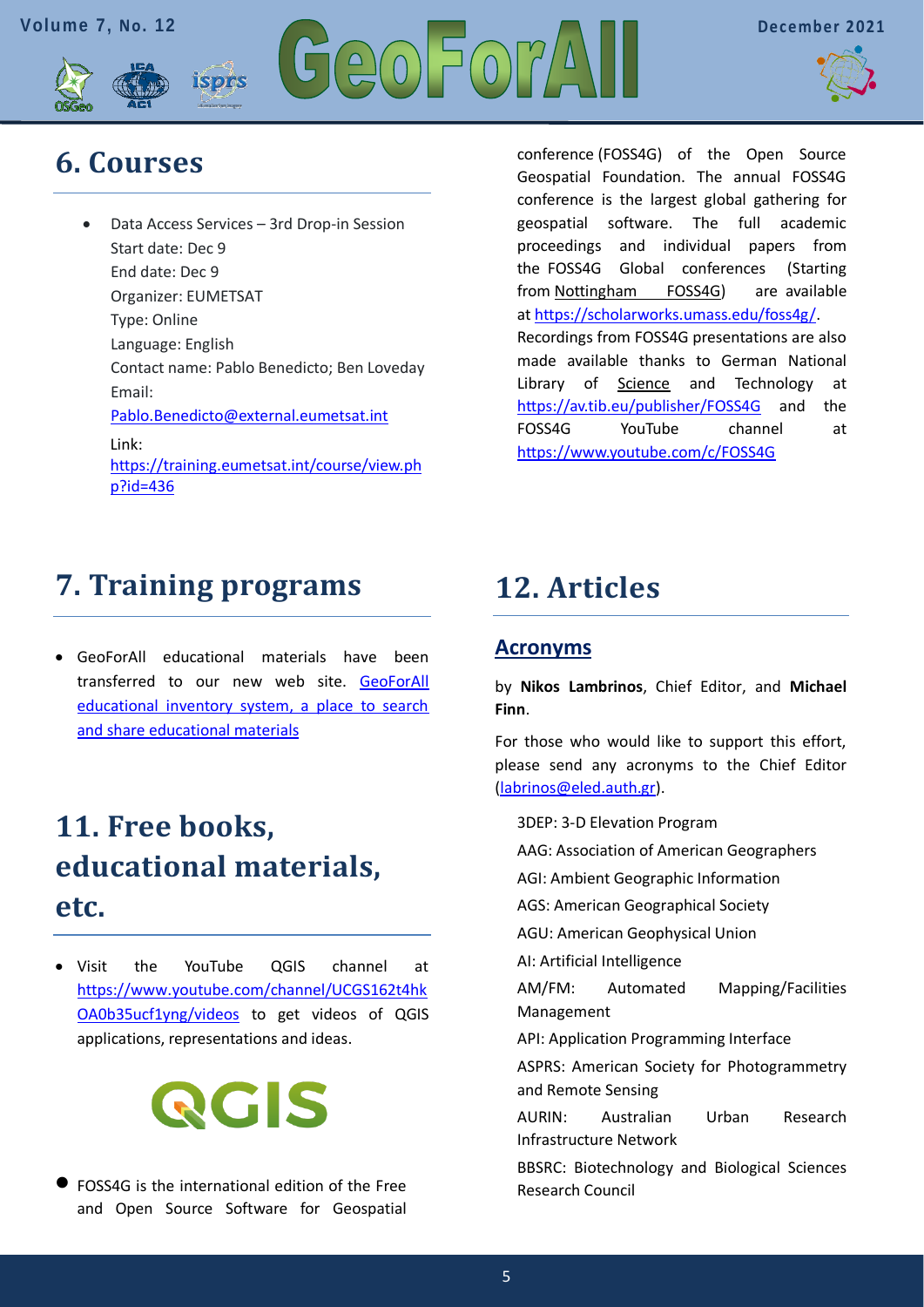# 6. Courses

- Data Access Services – 3rd Drop-in Session
  Start date: Dec 9
  End date: Dec 9
  Organizer: EUMETSAT
  Type: Online
  Language: English
  Contact name: Pablo Benedicto; Ben Loveday
  Email: Pablo.Benedicto@external.eumetsat.int
  Link: https://training.eumetsat.int/course/view.php?id=436

# 7. Training programs

- GeoForAll educational materials have been transferred to our new web site. GeoForAll educational inventory system, a place to search and share educational materials

# 11. Free books, educational materials, etc.

- Visit the YouTube QGIS channel at https://www.youtube.com/channel/UCGS162t4hkOA0b35ucf1yng/videos to get videos of QGIS applications, representations and ideas.

- FOSS4G is the international edition of the Free and Open Source Software for Geospatial conference (FOSS4G) of the Open Source Geospatial Foundation. The annual FOSS4G conference is the largest global gathering for geospatial software. The full academic proceedings and individual papers from the FOSS4G Global conferences (Starting from Nottingham FOSS4G) are available at https://scholarworks.umass.edu/foss4g/. Recordings from FOSS4G presentations are also made available thanks to German National Library of Science and Technology at https://av.tib.eu/publisher/FOSS4G and the FOSS4G YouTube channel at https://www.youtube.com/c/FOSS4G

# 12. Articles

## Acronyms

by **Nikos Lambrinos**, Chief Editor, and **Michael Finn**.

For those who would like to support this effort, please send any acronyms to the Chief Editor (labrinos@eled.auth.gr).

3DEP: 3-D Elevation Program

AAG: Association of American Geographers

AGI: Ambient Geographic Information

AGS: American Geographical Society

AGU: American Geophysical Union

AI: Artificial Intelligence

AM/FM: Automated Mapping/Facilities Management

API: Application Programming Interface

ASPRS: American Society for Photogrammetry and Remote Sensing

AURIN: Australian Urban Research Infrastructure Network

BBSRC: Biotechnology and Biological Sciences Research Council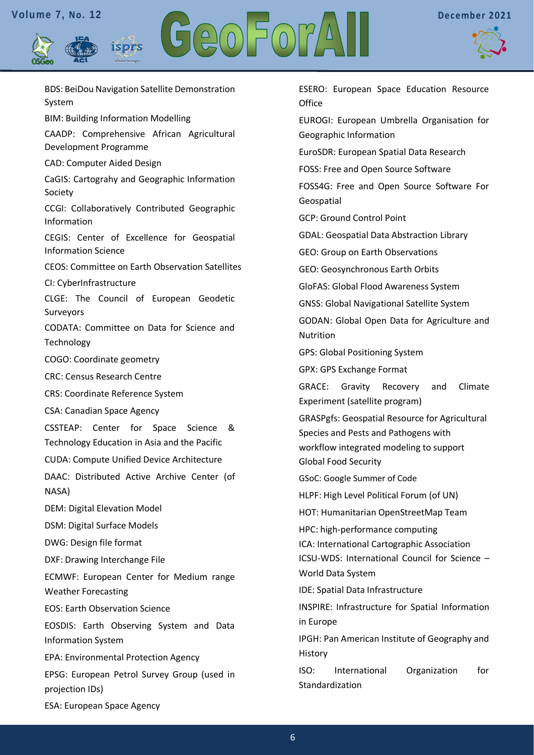BDS: BeiDou Navigation Satellite Demonstration System

BIM: Building Information Modelling

CAADP: Comprehensive African Agricultural Development Programme

CAD: Computer Aided Design

CaGIS: Cartograhy and Geographic Information Society

CCGI: Collaboratively Contributed Geographic Information

CEGIS: Center of Excellence for Geospatial Information Science

CEOS: Committee on Earth Observation Satellites

CI: CyberInfrastructure

CLGE: The Council of European Geodetic Surveyors

CODATA: Committee on Data for Science and Technology

COGO: Coordinate geometry

CRC: Census Research Centre

CRS: Coordinate Reference System

CSA: Canadian Space Agency

CSSTEAP: Center for Space Science & Technology Education in Asia and the Pacific

CUDA: Compute Unified Device Architecture

DAAC: Distributed Active Archive Center (of NASA)

DEM: Digital Elevation Model

DSM: Digital Surface Models

DWG: Design file format

DXF: Drawing Interchange File

ECMWF: European Center for Medium range Weather Forecasting

EOS: Earth Observation Science

EOSDIS: Earth Observing System and Data Information System

EPA: Environmental Protection Agency

EPSG: European Petrol Survey Group (used in projection IDs)

ESA: European Space Agency

ESERO: European Space Education Resource Office

EUROGI: European Umbrella Organisation for Geographic Information

EuroSDR: European Spatial Data Research

FOSS: Free and Open Source Software

FOSS4G: Free and Open Source Software For Geospatial

GCP: Ground Control Point

GDAL: Geospatial Data Abstraction Library

GEO: Group on Earth Observations

GEO: Geosynchronous Earth Orbits

GloFAS: Global Flood Awareness System

GNSS: Global Navigational Satellite System

GODAN: Global Open Data for Agriculture and Nutrition

GPS: Global Positioning System

GPX: GPS Exchange Format

GRACE: Gravity Recovery and Climate Experiment (satellite program)

GRASPgfs: Geospatial Resource for Agricultural Species and Pests and Pathogens with workflow integrated modeling to support Global Food Security

GSoC: Google Summer of Code

HLPF: High Level Political Forum (of UN)

HOT: Humanitarian OpenStreetMap Team

HPC: high-performance computing

ICA: International Cartographic Association

ICSU-WDS: International Council for Science – World Data System

IDE: Spatial Data Infrastructure

INSPIRE: Infrastructure for Spatial Information in Europe

IPGH: Pan American Institute of Geography and History

ISO: International Organization for Standardization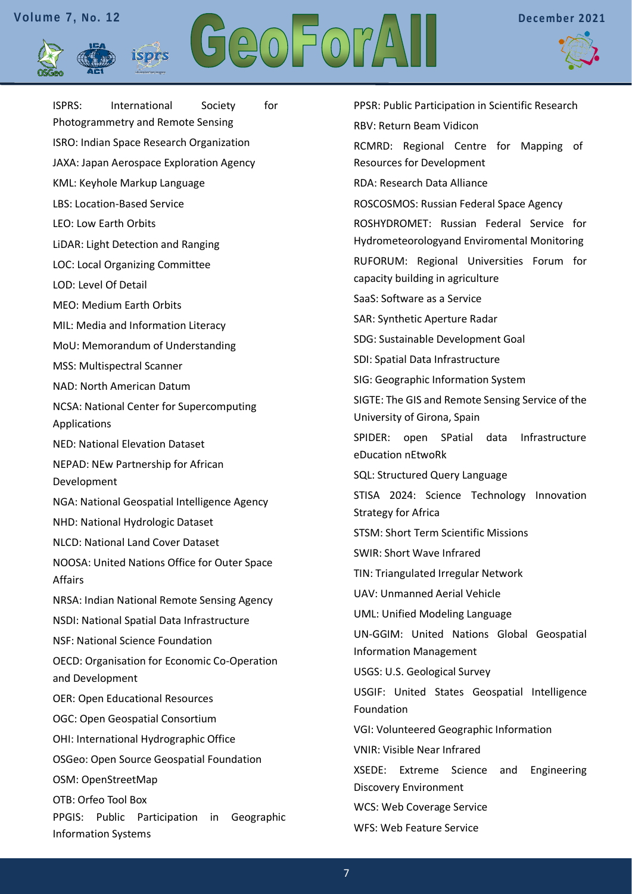ISPRS: International Society for Photogrammetry and Remote Sensing

ISRO: Indian Space Research Organization

JAXA: Japan Aerospace Exploration Agency

KML: Keyhole Markup Language

LBS: Location-Based Service

LEO: Low Earth Orbits

LiDAR: Light Detection and Ranging

LOC: Local Organizing Committee

LOD: Level Of Detail

MEO: Medium Earth Orbits

MIL: Media and Information Literacy

MoU: Memorandum of Understanding

MSS: Multispectral Scanner

NAD: North American Datum

NCSA: National Center for Supercomputing Applications

NED: National Elevation Dataset

NEPAD: NEw Partnership for African Development

NGA: National Geospatial Intelligence Agency

NHD: National Hydrologic Dataset

NLCD: National Land Cover Dataset

NOOSA: United Nations Office for Outer Space Affairs

NRSA: Indian National Remote Sensing Agency

NSDI: National Spatial Data Infrastructure

NSF: National Science Foundation

OECD: Organisation for Economic Co-Operation and Development

OER: Open Educational Resources

OGC: Open Geospatial Consortium

OHI: International Hydrographic Office

OSGeo: Open Source Geospatial Foundation

OSM: OpenStreetMap

OTB: Orfeo Tool Box

PPGIS: Public Participation in Geographic Information Systems

PPSR: Public Participation in Scientific Research

RBV: Return Beam Vidicon

RCMRD: Regional Centre for Mapping of Resources for Development

RDA: Research Data Alliance

ROSCOSMOS: Russian Federal Space Agency

ROSHYDROMET: Russian Federal Service for Hydrometeorologyand Enviromental Monitoring

RUFORUM: Regional Universities Forum for capacity building in agriculture

SaaS: Software as a Service

SAR: Synthetic Aperture Radar

SDG: Sustainable Development Goal

SDI: Spatial Data Infrastructure

SIG: Geographic Information System

SIGTE: The GIS and Remote Sensing Service of the University of Girona, Spain

SPIDER: open SPatial data Infrastructure eDucation nEtwoRk

SQL: Structured Query Language

STISA 2024: Science Technology Innovation Strategy for Africa

STSM: Short Term Scientific Missions

SWIR: Short Wave Infrared

TIN: Triangulated Irregular Network

UAV: Unmanned Aerial Vehicle

UML: Unified Modeling Language

UN-GGIM: United Nations Global Geospatial Information Management

USGS: U.S. Geological Survey

USGIF: United States Geospatial Intelligence Foundation

VGI: Volunteered Geographic Information

VNIR: Visible Near Infrared

XSEDE: Extreme Science and Engineering Discovery Environment

WCS: Web Coverage Service

WFS: Web Feature Service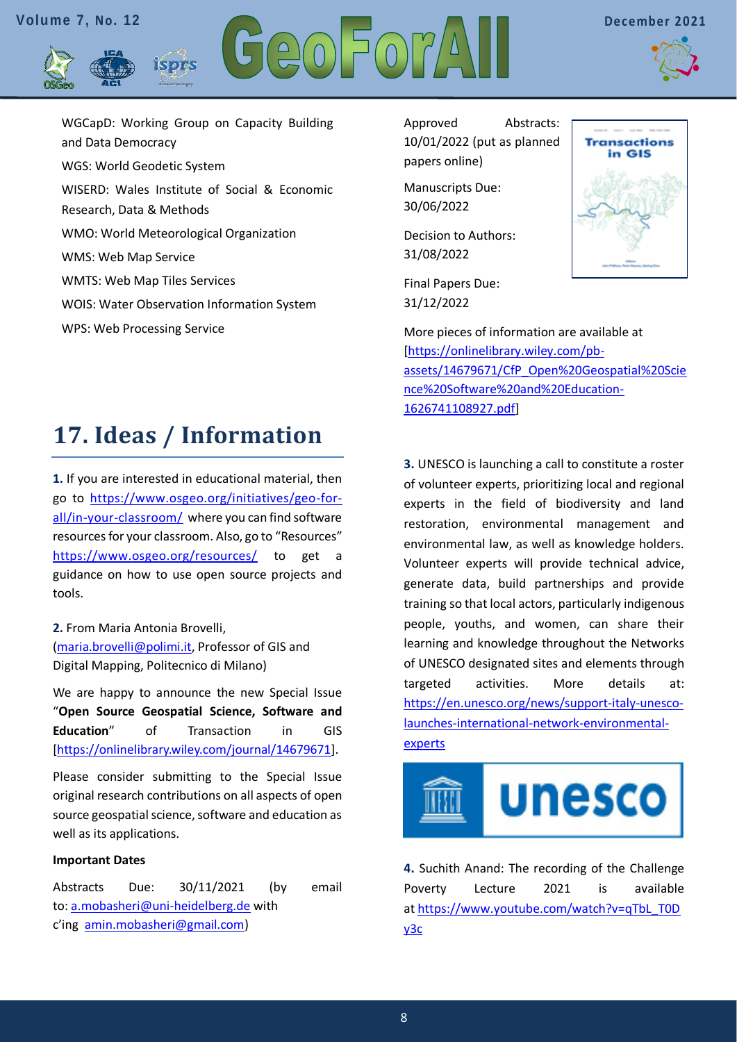WGCapD: Working Group on Capacity Building and Data Democracy

WGS: World Geodetic System

WISERD: Wales Institute of Social & Economic Research, Data & Methods

WMO: World Meteorological Organization

WMS: Web Map Service

WMTS: Web Map Tiles Services

WOIS: Water Observation Information System

WPS: Web Processing Service

# 17. Ideas / Information

**1.** If you are interested in educational material, then go to https://www.osgeo.org/initiatives/geo-for-all/in-your-classroom/ where you can find software resources for your classroom. Also, go to "Resources" https://www.osgeo.org/resources/ to get a guidance on how to use open source projects and tools.

**2.** From Maria Antonia Brovelli, (maria.brovelli@polimi.it, Professor of GIS and Digital Mapping, Politecnico di Milano)

We are happy to announce the new Special Issue "**Open Source Geospatial Science, Software and Education**" of Transaction in GIS [https://onlinelibrary.wiley.com/journal/14679671].

Please consider submitting to the Special Issue original research contributions on all aspects of open source geospatial science, software and education as well as its applications.

**Important Dates**

Abstracts Due: 30/11/2021 (by email to: a.mobasheri@uni-heidelberg.de with c'ing amin.mobasheri@gmail.com)

Approved Abstracts: 10/01/2022 (put as planned papers online)

Manuscripts Due: 30/06/2022

Decision to Authors: 31/08/2022

Final Papers Due: 31/12/2022

More pieces of information are available at [https://onlinelibrary.wiley.com/pb-assets/14679671/CfP_Open%20Geospatial%20Science%20Software%20and%20Education-1626741108927.pdf]

**3.** UNESCO is launching a call to constitute a roster of volunteer experts, prioritizing local and regional experts in the field of biodiversity and land restoration, environmental management and environmental law, as well as knowledge holders. Volunteer experts will provide technical advice, generate data, build partnerships and provide training so that local actors, particularly indigenous people, youths, and women, can share their learning and knowledge throughout the Networks of UNESCO designated sites and elements through targeted activities. More details at: https://en.unesco.org/news/support-italy-unesco-launches-international-network-environmental-experts

**4.** Suchith Anand: The recording of the Challenge Poverty Lecture 2021 is available at https://www.youtube.com/watch?v=qTbL_T0Dy3c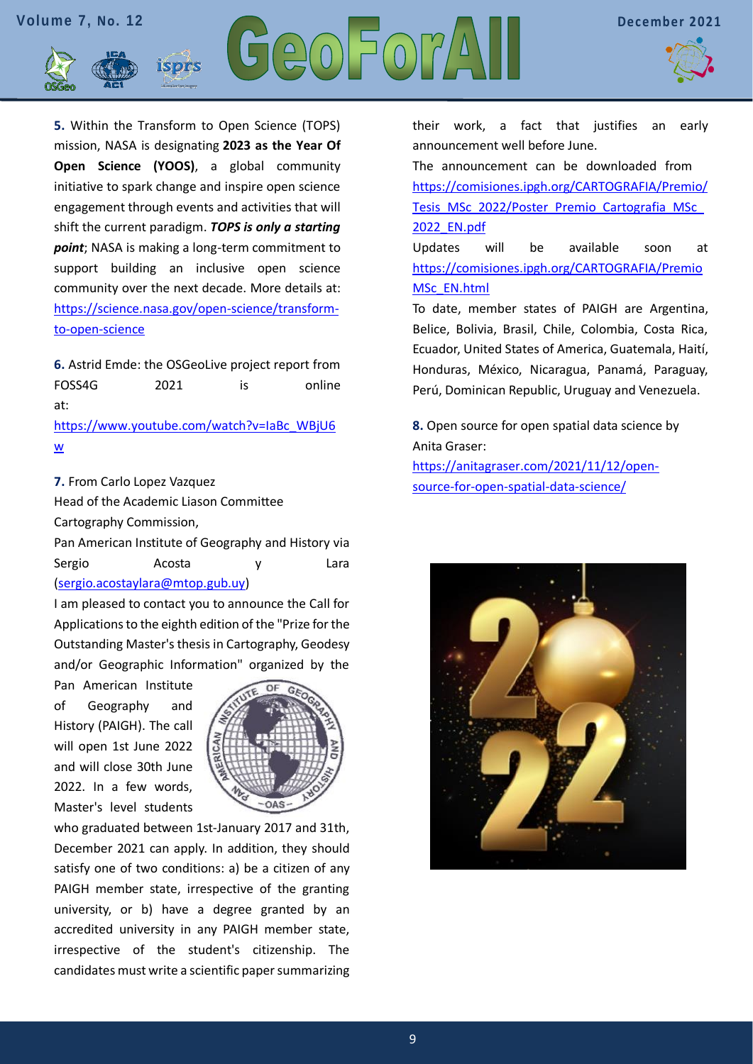**5.** Within the Transform to Open Science (TOPS) mission, NASA is designating **2023 as the Year Of Open Science (YOOS)**, a global community initiative to spark change and inspire open science engagement through events and activities that will shift the current paradigm. ***TOPS is only a starting point***; NASA is making a long-term commitment to support building an inclusive open science community over the next decade. More details at: https://science.nasa.gov/open-science/transform-to-open-science

**6.** Astrid Emde: the OSGeoLive project report from FOSS4G 2021 is online at: https://www.youtube.com/watch?v=IaBc_WBjU6w

**7.** From Carlo Lopez Vazquez
Head of the Academic Liason Committee
Cartography Commission,
Pan American Institute of Geography and History via Sergio Acosta y Lara (sergio.acostaylara@mtop.gub.uy)

I am pleased to contact you to announce the Call for Applications to the eighth edition of the "Prize for the Outstanding Master's thesis in Cartography, Geodesy and/or Geographic Information" organized by the Pan American Institute of Geography and History (PAIGH). The call will open 1st June 2022 and will close 30th June 2022. In a few words, Master's level students who graduated between 1st-January 2017 and 31th, December 2021 can apply. In addition, they should satisfy one of two conditions: a) be a citizen of any PAIGH member state, irrespective of the granting university, or b) have a degree granted by an accredited university in any PAIGH member state, irrespective of the student's citizenship. The candidates must write a scientific paper summarizing their work, a fact that justifies an early announcement well before June.

The announcement can be downloaded from https://comisiones.ipgh.org/CARTOGRAFIA/Premio/Tesis_MSc_2022/Poster_Premio_Cartografia_MSc_2022_EN.pdf

Updates will be available soon at https://comisiones.ipgh.org/CARTOGRAFIA/PremioMSc_EN.html

To date, member states of PAIGH are Argentina, Belice, Bolivia, Brasil, Chile, Colombia, Costa Rica, Ecuador, United States of America, Guatemala, Haití, Honduras, México, Nicaragua, Panamá, Paraguay, Perú, Dominican Republic, Uruguay and Venezuela.

**8.** Open source for open spatial data science by Anita Graser: https://anitagraser.com/2021/11/12/open-source-for-open-spatial-data-science/